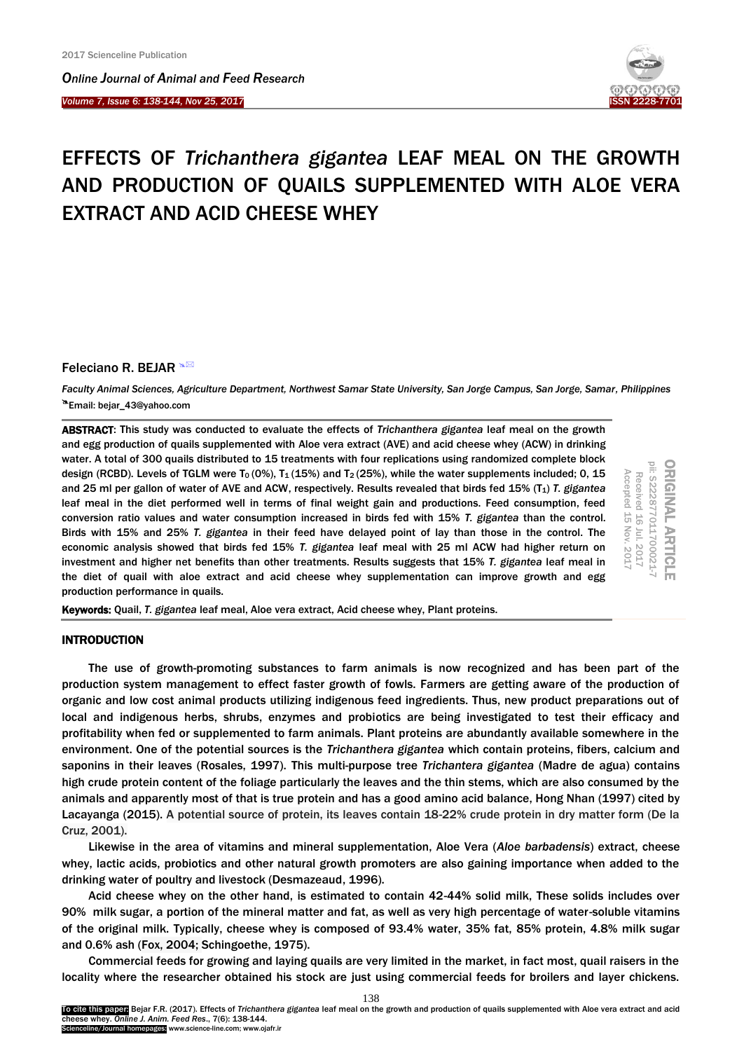# EFFECTS OF *Trichanthera gigantea* LEAF MEAL ON THE GROWTH AND PRODUCTION OF QUAILS SUPPLEMENTED WITH ALOE VERA EXTRACT AND ACID CHEESE WHEY

Feleciano R. BEJAR

*Faculty Animal Sciences, Agriculture Department, Northwest Samar State University, San Jorge Campus, San Jorge, Samar, Philippines*

Email: bejar_43@yahoo.com

ORIGINAL ARTICLE
pii: S222877011700021-7
Received 16 Jul. 2017
Accepted 15 Nov. 2017

**ABSTRACT**: This study was conducted to evaluate the effects of *Trichanthera gigantea* leaf meal on the growth and egg production of quails supplemented with Aloe vera extract (AVE) and acid cheese whey (ACW) in drinking water. A total of 300 quails distributed to 15 treatments with four replications using randomized complete block design (RCBD). Levels of TGLM were $T_0$ (0%), $T_1$ (15%) and $T_2$ (25%), while the water supplements included; 0, 15 and 25 ml per gallon of water of AVE and ACW, respectively. Results revealed that birds fed 15% ($T_1$) *T. gigantea* leaf meal in the diet performed well in terms of final weight gain and productions. Feed consumption, feed conversion ratio values and water consumption increased in birds fed with 15% *T. gigantea* than the control. Birds with 15% and 25% *T. gigantea* in their feed have delayed point of lay than those in the control. The economic analysis showed that birds fed 15% *T. gigantea* leaf meal with 25 ml ACW had higher return on investment and higher net benefits than other treatments. Results suggests that 15% *T. gigantea* leaf meal in the diet of quail with aloe extract and acid cheese whey supplementation can improve growth and egg production performance in quails.

**Keywords:** Quail, *T. gigantea* leaf meal, Aloe vera extract, Acid cheese whey, Plant proteins.

## INTRODUCTION

The use of growth-promoting substances to farm animals is now recognized and has been part of the production system management to effect faster growth of fowls. Farmers are getting aware of the production of organic and low cost animal products utilizing indigenous feed ingredients. Thus, new product preparations out of local and indigenous herbs, shrubs, enzymes and probiotics are being investigated to test their efficacy and profitability when fed or supplemented to farm animals. Plant proteins are abundantly available somewhere in the environment. One of the potential sources is the *Trichanthera gigantea* which contain proteins, fibers, calcium and saponins in their leaves (Rosales, 1997). This multi-purpose tree *Trichantera gigantea* (Madre de agua) contains high crude protein content of the foliage particularly the leaves and the thin stems, which are also consumed by the animals and apparently most of that is true protein and has a good amino acid balance, Hong Nhan (1997) cited by Lacayanga (2015). A potential source of protein, its leaves contain 18-22% crude protein in dry matter form (De la Cruz, 2001).

Likewise in the area of vitamins and mineral supplementation, Aloe Vera (*Aloe barbadensis*) extract, cheese whey, lactic acids, probiotics and other natural growth promoters are also gaining importance when added to the drinking water of poultry and livestock (Desmazeaud, 1996).

Acid cheese whey on the other hand, is estimated to contain 42-44% solid milk, These solids includes over 90% milk sugar, a portion of the mineral matter and fat, as well as very high percentage of water-soluble vitamins of the original milk. Typically, cheese whey is composed of 93.4% water, 35% fat, 85% protein, 4.8% milk sugar and 0.6% ash (Fox, 2004; Schingoethe, 1975).

Commercial feeds for growing and laying quails are very limited in the market, in fact most, quail raisers in the locality where the researcher obtained his stock are just using commercial feeds for broilers and layer chickens.

To cite this paper: Bejar F.R. (2017). Effects of *Trichanthera gigantea* leaf meal on the growth and production of quails supplemented with Aloe vera extract and acid cheese whey. *Online J. Anim. Feed Res.*, 7(6): 138-144.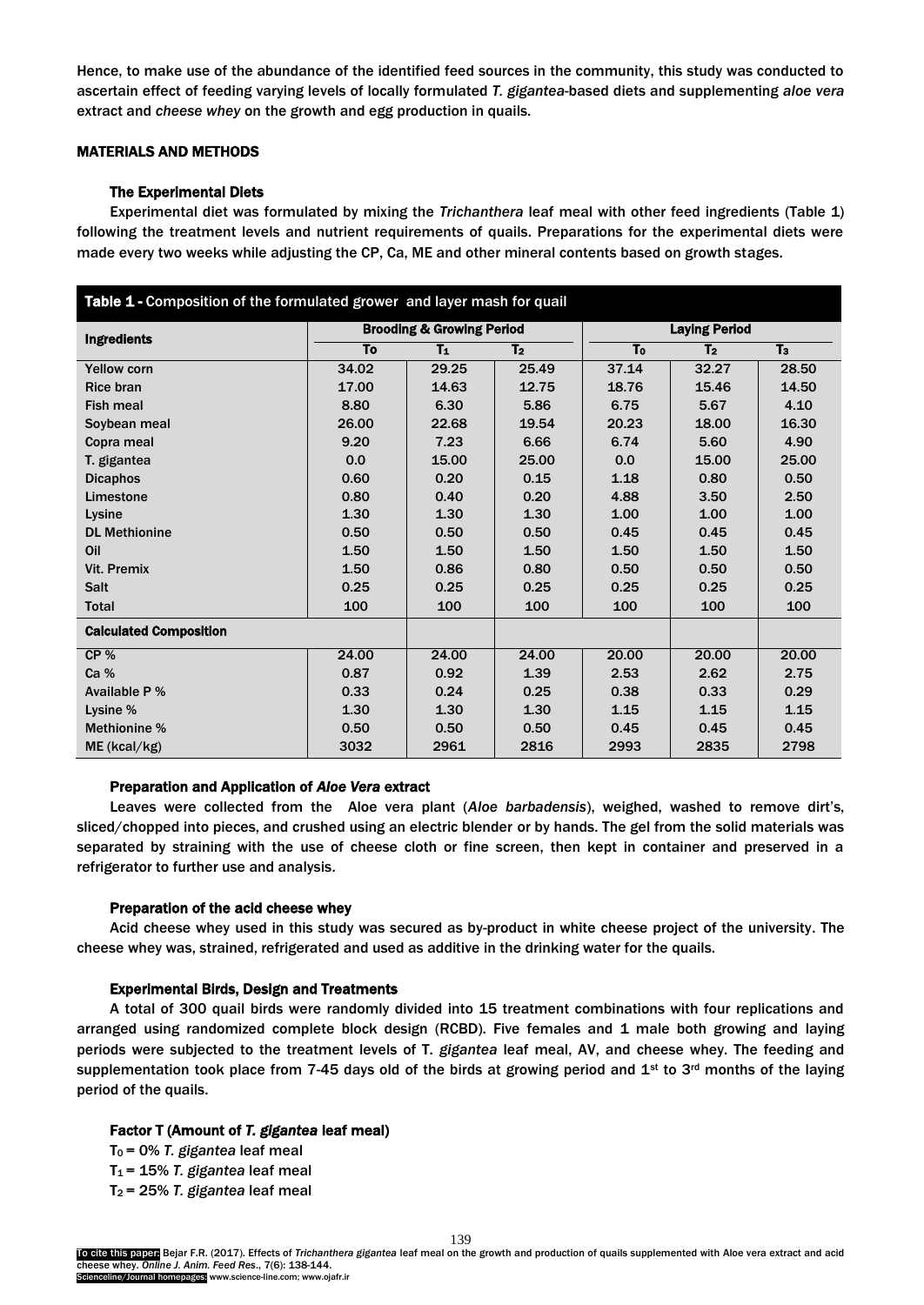Hence, to make use of the abundance of the identified feed sources in the community, this study was conducted to ascertain effect of feeding varying levels of locally formulated *T. gigantea*-based diets and supplementing *aloe vera* extract and *cheese whey* on the growth and egg production in quails.

## MATERIALS AND METHODS

### The Experimental Diets

Experimental diet was formulated by mixing the *Trichanthera* leaf meal with other feed ingredients (Table 1) following the treatment levels and nutrient requirements of quails. Preparations for the experimental diets were made every two weeks while adjusting the CP, Ca, ME and other mineral contents based on growth stages.

**Table 1 -** Composition of the formulated grower and layer mash for quail

| Ingredients | Brooding & Growing Period | | | Laying Period | | |
|---|---|---|---|---|---|---|
| | $T_0$ | $T_1$ | $T_2$ | $T_0$ | $T_2$ | $T_3$ |
| Yellow corn | 34.02 | 29.25 | 25.49 | 37.14 | 32.27 | 28.50 |
| Rice bran | 17.00 | 14.63 | 12.75 | 18.76 | 15.46 | 14.50 |
| Fish meal | 8.80 | 6.30 | 5.86 | 6.75 | 5.67 | 4.10 |
| Soybean meal | 26.00 | 22.68 | 19.54 | 20.23 | 18.00 | 16.30 |
| Copra meal | 9.20 | 7.23 | 6.66 | 6.74 | 5.60 | 4.90 |
| T. gigantea | 0.0 | 15.00 | 25.00 | 0.0 | 15.00 | 25.00 |
| Dicaphos | 0.60 | 0.20 | 0.15 | 1.18 | 0.80 | 0.50 |
| Limestone | 0.80 | 0.40 | 0.20 | 4.88 | 3.50 | 2.50 |
| Lysine | 1.30 | 1.30 | 1.30 | 1.00 | 1.00 | 1.00 |
| DL Methionine | 0.50 | 0.50 | 0.50 | 0.45 | 0.45 | 0.45 |
| Oil | 1.50 | 1.50 | 1.50 | 1.50 | 1.50 | 1.50 |
| Vit. Premix | 1.50 | 0.86 | 0.80 | 0.50 | 0.50 | 0.50 |
| Salt | 0.25 | 0.25 | 0.25 | 0.25 | 0.25 | 0.25 |
| Total | 100 | 100 | 100 | 100 | 100 | 100 |
| **Calculated Composition** | | | | | | |
| CP % | 24.00 | 24.00 | 24.00 | 20.00 | 20.00 | 20.00 |
| Ca % | 0.87 | 0.92 | 1.39 | 2.53 | 2.62 | 2.75 |
| Available P % | 0.33 | 0.24 | 0.25 | 0.38 | 0.33 | 0.29 |
| Lysine % | 1.30 | 1.30 | 1.30 | 1.15 | 1.15 | 1.15 |
| Methionine % | 0.50 | 0.50 | 0.50 | 0.45 | 0.45 | 0.45 |
| ME (kcal/kg) | 3032 | 2961 | 2816 | 2993 | 2835 | 2798 |

### Preparation and Application of *Aloe Vera* extract

Leaves were collected from the Aloe vera plant (*Aloe barbadensis*), weighed, washed to remove dirt's, sliced/chopped into pieces, and crushed using an electric blender or by hands. The gel from the solid materials was separated by straining with the use of cheese cloth or fine screen, then kept in container and preserved in a refrigerator to further use and analysis.

### Preparation of the acid cheese whey

Acid cheese whey used in this study was secured as by-product in white cheese project of the university. The cheese whey was, strained, refrigerated and used as additive in the drinking water for the quails.

### Experimental Birds, Design and Treatments

A total of 300 quail birds were randomly divided into 15 treatment combinations with four replications and arranged using randomized complete block design (RCBD). Five females and 1 male both growing and laying periods were subjected to the treatment levels of T. *gigantea* leaf meal, AV, and cheese whey. The feeding and supplementation took place from 7-45 days old of the birds at growing period and 1st to 3rd months of the laying period of the quails.

#### Factor T (Amount of *T. gigantea* leaf meal)

$T_0$ = 0% *T. gigantea* leaf meal
$T_1$ = 15% *T. gigantea* leaf meal
$T_2$ = 25% *T. gigantea* leaf meal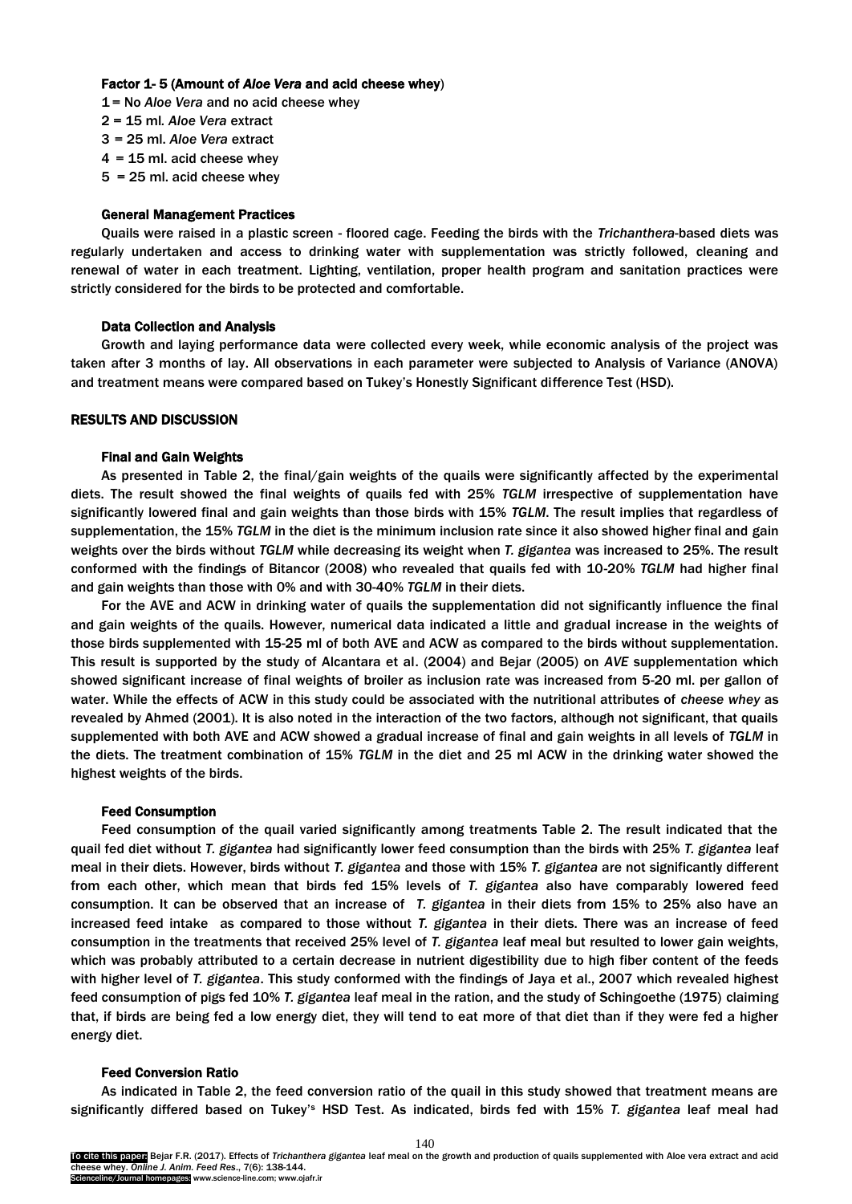**Factor 1- 5 (Amount of *Aloe Vera* and acid cheese whey)**

1 = No *Aloe Vera* and no acid cheese whey
2 = 15 ml. *Aloe Vera* extract
3 = 25 ml. *Aloe Vera* extract
4 = 15 ml. acid cheese whey
5 = 25 ml. acid cheese whey

### General Management Practices

Quails were raised in a plastic screen - floored cage. Feeding the birds with the *Trichanthera*-based diets was regularly undertaken and access to drinking water with supplementation was strictly followed, cleaning and renewal of water in each treatment. Lighting, ventilation, proper health program and sanitation practices were strictly considered for the birds to be protected and comfortable.

### Data Collection and Analysis

Growth and laying performance data were collected every week, while economic analysis of the project was taken after 3 months of lay. All observations in each parameter were subjected to Analysis of Variance (ANOVA) and treatment means were compared based on Tukey's Honestly Significant difference Test (HSD).

## RESULTS AND DISCUSSION

### Final and Gain Weights

As presented in Table 2, the final/gain weights of the quails were significantly affected by the experimental diets. The result showed the final weights of quails fed with 25% *TGLM* irrespective of supplementation have significantly lowered final and gain weights than those birds with 15% *TGLM*. The result implies that regardless of supplementation, the 15% *TGLM* in the diet is the minimum inclusion rate since it also showed higher final and gain weights over the birds without *TGLM* while decreasing its weight when *T. gigantea* was increased to 25%. The result conformed with the findings of Bitancor (2008) who revealed that quails fed with 10-20% *TGLM* had higher final and gain weights than those with 0% and with 30-40% *TGLM* in their diets.

For the AVE and ACW in drinking water of quails the supplementation did not significantly influence the final and gain weights of the quails. However, numerical data indicated a little and gradual increase in the weights of those birds supplemented with 15-25 ml of both AVE and ACW as compared to the birds without supplementation. This result is supported by the study of Alcantara et al. (2004) and Bejar (2005) on *AVE* supplementation which showed significant increase of final weights of broiler as inclusion rate was increased from 5-20 ml. per gallon of water. While the effects of ACW in this study could be associated with the nutritional attributes of *cheese whey* as revealed by Ahmed (2001). It is also noted in the interaction of the two factors, although not significant, that quails supplemented with both AVE and ACW showed a gradual increase of final and gain weights in all levels of *TGLM* in the diets. The treatment combination of 15% *TGLM* in the diet and 25 ml ACW in the drinking water showed the highest weights of the birds.

### Feed Consumption

Feed consumption of the quail varied significantly among treatments Table 2. The result indicated that the quail fed diet without *T. gigantea* had significantly lower feed consumption than the birds with 25% *T. gigantea* leaf meal in their diets. However, birds without *T. gigantea* and those with 15% *T. gigantea* are not significantly different from each other, which mean that birds fed 15% levels of *T. gigantea* also have comparably lowered feed consumption. It can be observed that an increase of *T. gigantea* in their diets from 15% to 25% also have an increased feed intake as compared to those without *T. gigantea* in their diets. There was an increase of feed consumption in the treatments that received 25% level of *T. gigantea* leaf meal but resulted to lower gain weights, which was probably attributed to a certain decrease in nutrient digestibility due to high fiber content of the feeds with higher level of *T. gigantea*. This study conformed with the findings of Jaya et al., 2007 which revealed highest feed consumption of pigs fed 10% *T. gigantea* leaf meal in the ration, and the study of Schingoethe (1975) claiming that, if birds are being fed a low energy diet, they will tend to eat more of that diet than if they were fed a higher energy diet.

### Feed Conversion Ratio

As indicated in Table 2, the feed conversion ratio of the quail in this study showed that treatment means are significantly differed based on Tukey's HSD Test. As indicated, birds fed with 15% *T. gigantea* leaf meal had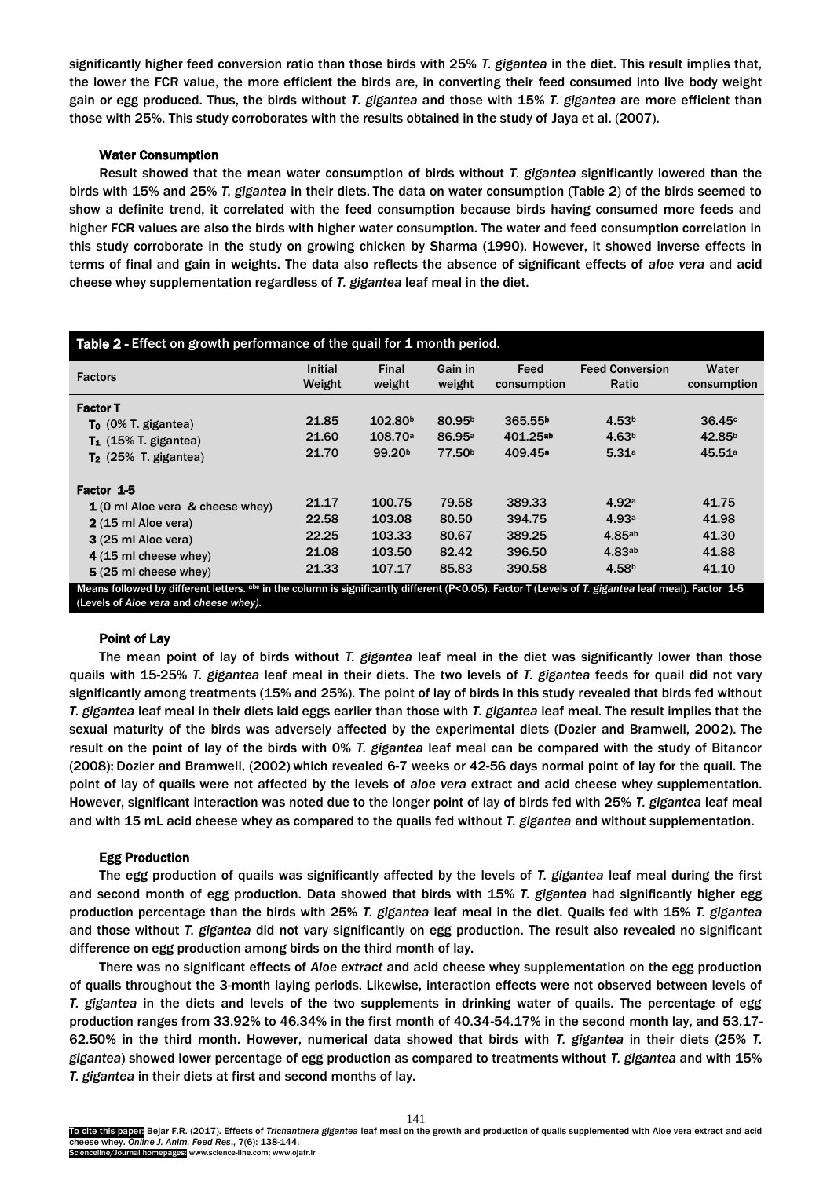significantly higher feed conversion ratio than those birds with 25% *T. gigantea* in the diet. This result implies that, the lower the FCR value, the more efficient the birds are, in converting their feed consumed into live body weight gain or egg produced. Thus, the birds without *T. gigantea* and those with 15% *T. gigantea* are more efficient than those with 25%. This study corroborates with the results obtained in the study of Jaya et al. (2007).

### Water Consumption

Result showed that the mean water consumption of birds without *T. gigantea* significantly lowered than the birds with 15% and 25% *T. gigantea* in their diets. The data on water consumption (Table 2) of the birds seemed to show a definite trend, it correlated with the feed consumption because birds having consumed more feeds and higher FCR values are also the birds with higher water consumption. The water and feed consumption correlation in this study corroborate in the study on growing chicken by Sharma (1990). However, it showed inverse effects in terms of final and gain in weights. The data also reflects the absence of significant effects of *aloe vera* and acid cheese whey supplementation regardless of *T. gigantea* leaf meal in the diet.

**Table 2** - Effect on growth performance of the quail for 1 month period.

| Factors | Initial Weight | Final weight | Gain in weight | Feed consumption | Feed Conversion Ratio | Water consumption |
|---|---|---|---|---|---|---|
| **Factor T** | | | | | | |
| $T_0$ (0% T. gigantea) | 21.85 | 102.80[b] | 80.95[b] | 365.55[b] | 4.53[b] | 36.45[c] |
| $T_1$ (15% T. gigantea) | 21.60 | 108.70[a] | 86.95[a] | 401.25[ab] | 4.63[b] | 42.85[b] |
| $T_2$ (25% T. gigantea) | 21.70 | 99.20[b] | 77.50[b] | 409.45[a] | 5.31[a] | 45.51[a] |
| **Factor 1-5** | | | | | | |
| **1** (0 ml Aloe vera & cheese whey) | 21.17 | 100.75 | 79.58 | 389.33 | 4.92[a] | 41.75 |
| **2** (15 ml Aloe vera) | 22.58 | 103.08 | 80.50 | 394.75 | 4.93[a] | 41.98 |
| **3** (25 ml Aloe vera) | 22.25 | 103.33 | 80.67 | 389.25 | 4.85[ab] | 41.30 |
| **4** (15 ml cheese whey) | 21.08 | 103.50 | 82.42 | 396.50 | 4.83[ab] | 41.88 |
| **5** (25 ml cheese whey) | 21.33 | 107.17 | 85.83 | 390.58 | 4.58[b] | 41.10 |

Means followed by different letters. [abc] in the column is significantly different (P<0.05). Factor T (Levels of *T. gigantea* leaf meal). Factor 1-5 (Levels of *Aloe vera* and *cheese whey*).

### Point of Lay

The mean point of lay of birds without *T. gigantea* leaf meal in the diet was significantly lower than those quails with 15-25% *T. gigantea* leaf meal in their diets. The two levels of *T. gigantea* feeds for quail did not vary significantly among treatments (15% and 25%). The point of lay of birds in this study revealed that birds fed without *T. gigantea* leaf meal in their diets laid eggs earlier than those with *T. gigantea* leaf meal. The result implies that the sexual maturity of the birds was adversely affected by the experimental diets (Dozier and Bramwell, 2002). The result on the point of lay of the birds with 0% *T. gigantea* leaf meal can be compared with the study of Bitancor (2008); Dozier and Bramwell, (2002) which revealed 6-7 weeks or 42-56 days normal point of lay for the quail. The point of lay of quails were not affected by the levels of *aloe vera* extract and acid cheese whey supplementation. However, significant interaction was noted due to the longer point of lay of birds fed with 25% *T. gigantea* leaf meal and with 15 mL acid cheese whey as compared to the quails fed without *T. gigantea* and without supplementation.

### Egg Production

The egg production of quails was significantly affected by the levels of *T. gigantea* leaf meal during the first and second month of egg production. Data showed that birds with 15% *T. gigantea* had significantly higher egg production percentage than the birds with 25% *T. gigantea* leaf meal in the diet. Quails fed with 15% *T. gigantea* and those without *T. gigantea* did not vary significantly on egg production. The result also revealed no significant difference on egg production among birds on the third month of lay.

There was no significant effects of *Aloe extract* and acid cheese whey supplementation on the egg production of quails throughout the 3-month laying periods. Likewise, interaction effects were not observed between levels of *T. gigantea* in the diets and levels of the two supplements in drinking water of quails. The percentage of egg production ranges from 33.92% to 46.34% in the first month of 40.34-54.17% in the second month lay, and 53.17-62.50% in the third month. However, numerical data showed that birds with *T. gigantea* in their diets (25% *T. gigantea*) showed lower percentage of egg production as compared to treatments without *T. gigantea* and with 15% *T. gigantea* in their diets at first and second months of lay.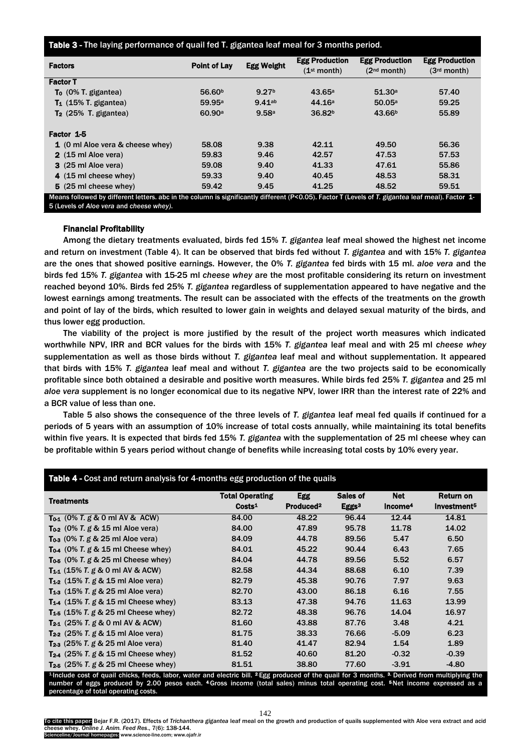**Table 3 - The laying performance of quail fed T. gigantea leaf meal for 3 months period.**

| Factors | Point of Lay | Egg Weight | Egg Production (1st month) | Egg Production (2nd month) | Egg Production (3rd month) |
|---|---|---|---|---|---|
| **Factor T** | | | | | |
| $T_0$ (0% T. gigantea) | 56.60[b] | 9.27[b] | 43.65[a] | 51.30[a] | 57.40 |
| $T_1$ (15% T. gigantea) | 59.95[a] | 9.41[ab] | 44.16[a] | 50.05[a] | 59.25 |
| $T_2$ (25% T. gigantea) | 60.90[a] | 9.58[a] | 36.82[b] | 43.66[b] | 55.89 |
| **Factor 1-5** | | | | | |
| 1 (0 ml Aloe vera & cheese whey) | 58.08 | 9.38 | 42.11 | 49.50 | 56.36 |
| 2 (15 ml Aloe vera) | 59.83 | 9.46 | 42.57 | 47.53 | 57.53 |
| 3 (25 ml Aloe vera) | 59.08 | 9.40 | 41.33 | 47.61 | 55.86 |
| 4 (15 ml cheese whey) | 59.33 | 9.40 | 40.45 | 48.53 | 58.31 |
| 5 (25 ml cheese whey) | 59.42 | 9.45 | 41.25 | 48.52 | 59.51 |

Means followed by different letters. abc in the column is significantly different (P<0.05). Factor T (Levels of *T. gigantea* leaf meal). Factor 1-5 (Levels of *Aloe vera* and *cheese whey*).

### Financial Profitability

Among the dietary treatments evaluated, birds fed 15% *T. gigantea* leaf meal showed the highest net income and return on investment (Table 4). It can be observed that birds fed without *T. gigantea* and with 15% *T. gigantea* are the ones that showed positive earnings. However, the 0% *T. gigantea* fed birds with 15 ml. *aloe vera* and the birds fed 15% *T. gigantea* with 15-25 ml *cheese whey* are the most profitable considering its return on investment reached beyond 10%. Birds fed 25% *T. gigantea* regardless of supplementation appeared to have negative and the lowest earnings among treatments. The result can be associated with the effects of the treatments on the growth and point of lay of the birds, which resulted to lower gain in weights and delayed sexual maturity of the birds, and thus lower egg production.

The viability of the project is more justified by the result of the project worth measures which indicated worthwhile NPV, IRR and BCR values for the birds with 15% *T. gigantea* leaf meal and with 25 ml *cheese whey* supplementation as well as those birds without *T. gigantea* leaf meal and without supplementation. It appeared that birds with 15% *T. gigantea* leaf meal and without *T. gigantea* are the two projects said to be economically profitable since both obtained a desirable and positive worth measures. While birds fed 25% *T. gigantea* and 25 ml *aloe vera* supplement is no longer economical due to its negative NPV, lower IRR than the interest rate of 22% and a BCR value of less than one.

Table 5 also shows the consequence of the three levels of *T. gigantea* leaf meal fed quails if continued for a periods of 5 years with an assumption of 10% increase of total costs annually, while maintaining its total benefits within five years. It is expected that birds fed 15% *T. gigantea* with the supplementation of 25 ml cheese whey can be profitable within 5 years period without change of benefits while increasing total costs by 10% every year.

**Table 4 - Cost and return analysis for 4-months egg production of the quails**

| Treatments | Total Operating Costs[1] | Egg Produced[2] | Sales of Eggs[3] | Net Income[4] | Return on Investment[5] |
|---|---|---|---|---|---|
| $T_{0\text{-}1}$ (0% *T. g* & 0 ml AV & ACW) | 84.00 | 48.22 | 96.44 | 12.44 | 14.81 |
| $T_{0\text{-}2}$ (0% *T. g* & 15 ml Aloe vera) | 84.00 | 47.89 | 95.78 | 11.78 | 14.02 |
| $T_{0\text{-}3}$ (0% *T. g* & 25 ml Aloe vera) | 84.09 | 44.78 | 89.56 | 5.47 | 6.50 |
| $T_{0\text{-}4}$ (0% *T. g* & 15 ml Cheese whey) | 84.01 | 45.22 | 90.44 | 6.43 | 7.65 |
| $T_{0\text{-}5}$ (0% *T. g* & 25 ml Cheese whey) | 84.04 | 44.78 | 89.56 | 5.52 | 6.57 |
| $T_{1\text{-}1}$ (15% *T. g* & 0 ml AV & ACW) | 82.58 | 44.34 | 88.68 | 6.10 | 7.39 |
| $T_{1\text{-}2}$ (15% *T. g* & 15 ml Aloe vera) | 82.79 | 45.38 | 90.76 | 7.97 | 9.63 |
| $T_{1\text{-}3}$ (15% *T. g* & 25 ml Aloe vera) | 82.70 | 43.00 | 86.18 | 6.16 | 7.55 |
| $T_{1\text{-}4}$ (15% *T. g* & 15 ml Cheese whey) | 83.13 | 47.38 | 94.76 | 11.63 | 13.99 |
| $T_{1\text{-}5}$ (15% *T. g* & 25 ml Cheese whey) | 82.72 | 48.38 | 96.76 | 14.04 | 16.97 |
| $T_{2\text{-}1}$ (25% *T. g* & 0 ml AV & ACW) | 81.60 | 43.88 | 87.76 | 3.48 | 4.21 |
| $T_{2\text{-}2}$ (25% *T. g* & 15 ml Aloe vera) | 81.75 | 38.33 | 76.66 | -5.09 | 6.23 |
| $T_{2\text{-}3}$ (25% *T. g* & 25 ml Aloe vera) | 81.40 | 41.47 | 82.94 | 1.54 | 1.89 |
| $T_{2\text{-}4}$ (25% *T. g* & 15 ml Cheese whey) | 81.52 | 40.60 | 81.20 | -0.32 | -0.39 |
| $T_{2\text{-}5}$ (25% *T. g* & 25 ml Cheese whey) | 81.51 | 38.80 | 77.60 | -3.91 | -4.80 |

[1]Include cost of quail chicks, feeds, labor, water and electric bill. [2]Egg produced of the quail for 3 months. [3]Derived from multiplying the number of eggs produced by 2.00 pesos each. [4]Gross income (total sales) minus total operating cost. [5]Net income expressed as a percentage of total operating costs.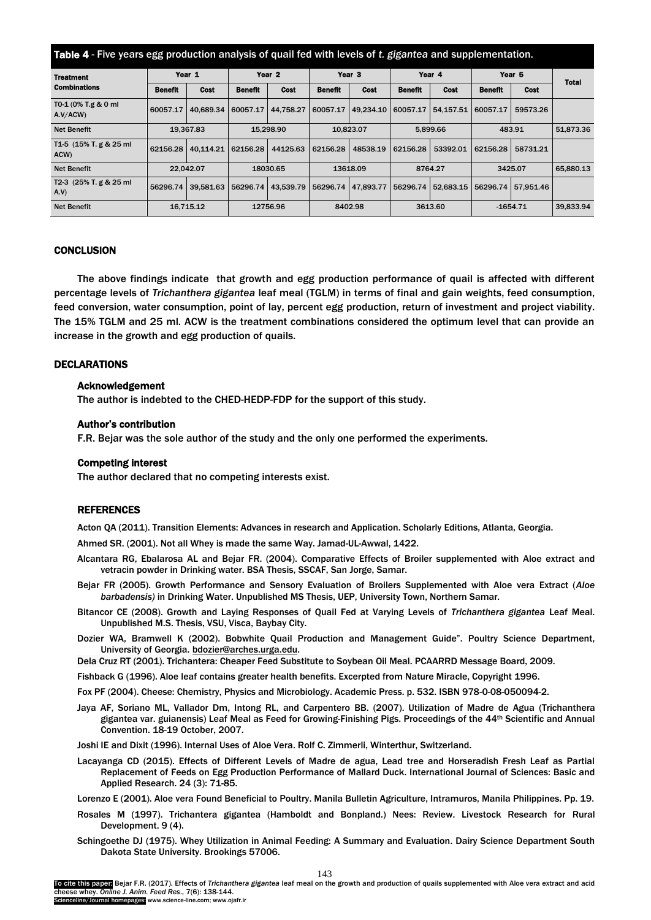**Table 4** - Five years egg production analysis of quail fed with levels of *t. gigantea* and supplementation.

| Treatment Combinations | Year 1 | | Year 2 | | Year 3 | | Year 4 | | Year 5 | | Total |
|---|---|---|---|---|---|---|---|---|---|---|---|
| | Benefit | Cost | Benefit | Cost | Benefit | Cost | Benefit | Cost | Benefit | Cost | |
| T0-1 (0% T.g & 0 ml A.V/ACW) | 60057.17 | 40,689.34 | 60057.17 | 44,758.27 | 60057.17 | 49,234.10 | 60057.17 | 54,157.51 | 60057.17 | 59573.26 | |
| Net Benefit | 19,367.83 | | 15,298.90 | | 10,823.07 | | 5,899.66 | | 483.91 | | 51,873.36 |
| T1-5 (15% T. g & 25 ml ACW) | 62156.28 | 40,114.21 | 62156.28 | 44125.63 | 62156.28 | 48538.19 | 62156.28 | 53392.01 | 62156.28 | 58731.21 | |
| Net Benefit | 22,042.07 | | 18030.65 | | 13618.09 | | 8764.27 | | 3425.07 | | 65,880.13 |
| T2-3 (25% T. g & 25 ml A.V) | 56296.74 | 39,581.63 | 56296.74 | 43,539.79 | 56296.74 | 47,893.77 | 56296.74 | 52,683.15 | 56296.74 | 57,951.46 | |
| Net Benefit | 16,715.12 | | 12756.96 | | 8402.98 | | 3613.60 | | -1654.71 | | 39,833.94 |

## CONCLUSION

The above findings indicate that growth and egg production performance of quail is affected with different percentage levels of *Trichanthera gigantea* leaf meal (TGLM) in terms of final and gain weights, feed consumption, feed conversion, water consumption, point of lay, percent egg production, return of investment and project viability. The 15% TGLM and 25 ml. ACW is the treatment combinations considered the optimum level that can provide an increase in the growth and egg production of quails.

## DECLARATIONS

### Acknowledgement

The author is indebted to the CHED-HEDP-FDP for the support of this study.

### Author's contribution

F.R. Bejar was the sole author of the study and the only one performed the experiments.

### Competing interest

The author declared that no competing interests exist.

## REFERENCES

Acton QA (2011). Transition Elements: Advances in research and Application. Scholarly Editions, Atlanta, Georgia.

Ahmed SR. (2001). Not all Whey is made the same Way. Jamad-UL-Awwal, 1422.

Alcantara RG, Ebalarosa AL and Bejar FR. (2004). Comparative Effects of Broiler supplemented with Aloe extract and vetracin powder in Drinking water. BSA Thesis, SSCAF, San Jorge, Samar.

Bejar FR (2005). Growth Performance and Sensory Evaluation of Broilers Supplemented with Aloe vera Extract (*Aloe barbadensis)* in Drinking Water. Unpublished MS Thesis, UEP, University Town, Northern Samar.

Bitancor CE (2008). Growth and Laying Responses of Quail Fed at Varying Levels of *Trichanthera gigantea* Leaf Meal. Unpublished M.S. Thesis, VSU, Visca, Baybay City.

Dozier WA, Bramwell K (2002). Bobwhite Quail Production and Management Guide". Poultry Science Department, University of Georgia. bdozier@arches.urga.edu.

Dela Cruz RT (2001). Trichantera: Cheaper Feed Substitute to Soybean Oil Meal. PCAARRD Message Board, 2009.

Fishback G (1996). Aloe leaf contains greater health benefits. Excerpted from Nature Miracle, Copyright 1996.

Fox PF (2004). Cheese: Chemistry, Physics and Microbiology. Academic Press. p. 532. ISBN 978-0-08-050094-2.

Jaya AF, Soriano ML, Vallador Dm, Intong RL, and Carpentero BB. (2007). Utilization of Madre de Agua (Trichanthera gigantea var. guianensis) Leaf Meal as Feed for Growing-Finishing Pigs. Proceedings of the 44th Scientific and Annual Convention. 18-19 October, 2007.

Joshi IE and Dixit (1996). Internal Uses of Aloe Vera. Rolf C. Zimmerli, Winterthur, Switzerland.

Lacayanga CD (2015). Effects of Different Levels of Madre de agua, Lead tree and Horseradish Fresh Leaf as Partial Replacement of Feeds on Egg Production Performance of Mallard Duck. International Journal of Sciences: Basic and Applied Research. 24 (3): 71-85.

Lorenzo E (2001). Aloe vera Found Beneficial to Poultry. Manila Bulletin Agriculture, Intramuros, Manila Philippines. Pp. 19.

Rosales M (1997). Trichantera gigantea (Hamboldt and Bonpland.) Nees: Review. Livestock Research for Rural Development. 9 (4).

Schingoethe DJ (1975). Whey Utilization in Animal Feeding: A Summary and Evaluation. Dairy Science Department South Dakota State University. Brookings 57006.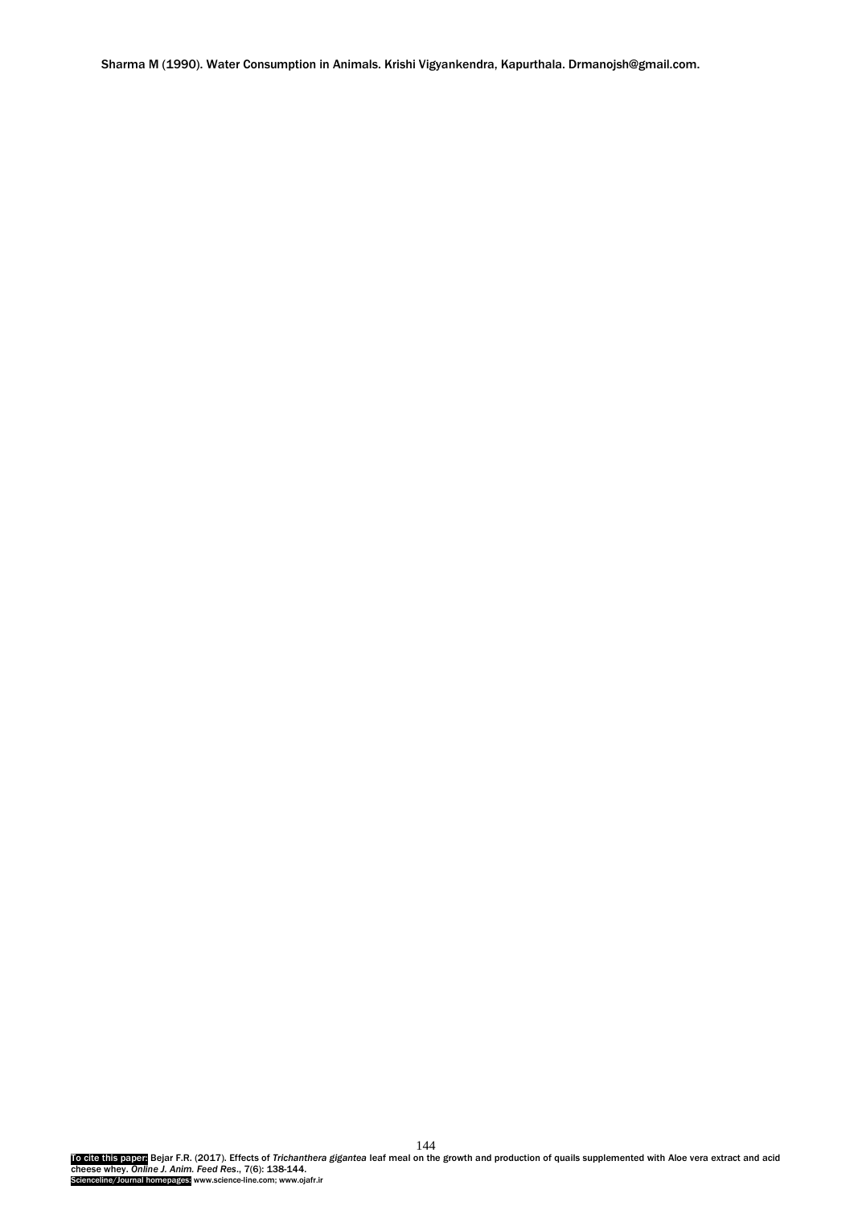Sharma M (1990). Water Consumption in Animals. Krishi Vigyankendra, Kapurthala. Drmanojsh@gmail.com.